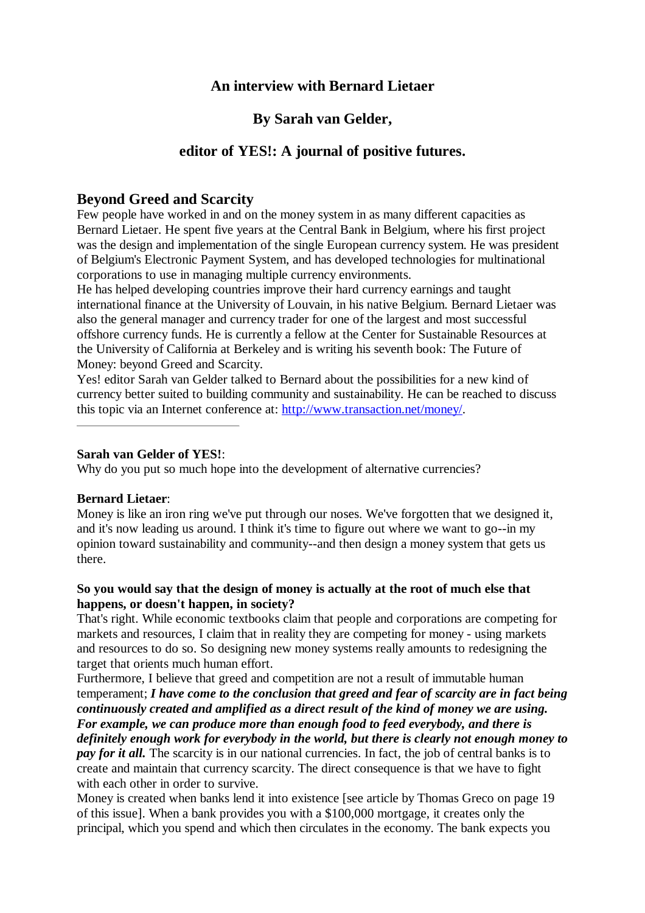**An interview with Bernard Lietaer**

**By Sarah van Gelder,**

**editor of YES!: A journal of positive futures.**

## Beyond Greed and Scarcity

Few people have worked in and on the money system in as many different capacities as Bernard Lietaer. He spent five years at the Central Bank in Belgium, where his first project was the design and implementation of the single European currency system. He was president of Belgium's Electronic Payment System, and has developed technologies for multinational corporations to use in managing multiple currency environments.

He has helped developing countries improve their hard currency earnings and taught international finance at the University of Louvain, in his native Belgium. Bernard Lietaer was also the general manager and currency trader for one of the largest and most successful offshore currency funds. He is currently a fellow at the Center for Sustainable Resources at the University of California at Berkeley and is writing his seventh book: The Future of Money: beyond Greed and Scarcity.

Yes! editor Sarah van Gelder talked to Bernard about the possibilities for a new kind of currency better suited to building community and sustainability. He can be reached to discuss this topic via an Internet conference at: [http://www.transaction.net/money/](http://www.transaction.net/money/).

---

**Sarah van Gelder of YES!**:
Why do you put so much hope into the development of alternative currencies?

**Bernard Lietaer**:
Money is like an iron ring we've put through our noses. We've forgotten that we designed it, and it's now leading us around. I think it's time to figure out where we want to go--in my opinion toward sustainability and community--and then design a money system that gets us there.

**So you would say that the design of money is actually at the root of much else that happens, or doesn't happen, in society?**

That's right. While economic textbooks claim that people and corporations are competing for markets and resources, I claim that in reality they are competing for money - using markets and resources to do so. So designing new money systems really amounts to redesigning the target that orients much human effort.

Furthermore, I believe that greed and competition are not a result of immutable human temperament; ***I have come to the conclusion that greed and fear of scarcity are in fact being continuously created and amplified as a direct result of the kind of money we are using. For example, we can produce more than enough food to feed everybody, and there is definitely enough work for everybody in the world, but there is clearly not enough money to pay for it all.*** The scarcity is in our national currencies. In fact, the job of central banks is to create and maintain that currency scarcity. The direct consequence is that we have to fight with each other in order to survive.

Money is created when banks lend it into existence [see article by Thomas Greco on page 19 of this issue]. When a bank provides you with a $100,000 mortgage, it creates only the principal, which you spend and which then circulates in the economy. The bank expects you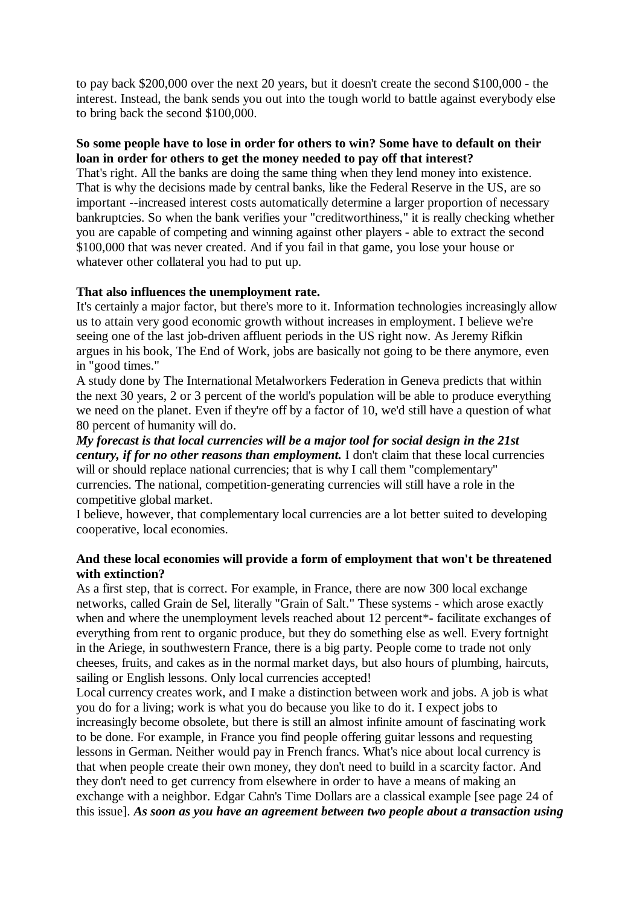to pay back $200,000 over the next 20 years, but it doesn't create the second $100,000 - the interest. Instead, the bank sends you out into the tough world to battle against everybody else to bring back the second $100,000.

**So some people have to lose in order for others to win? Some have to default on their loan in order for others to get the money needed to pay off that interest?**

That's right. All the banks are doing the same thing when they lend money into existence. That is why the decisions made by central banks, like the Federal Reserve in the US, are so important --increased interest costs automatically determine a larger proportion of necessary bankruptcies. So when the bank verifies your "creditworthiness," it is really checking whether you are capable of competing and winning against other players - able to extract the second $100,000 that was never created. And if you fail in that game, you lose your house or whatever other collateral you had to put up.

**That also influences the unemployment rate.**

It's certainly a major factor, but there's more to it. Information technologies increasingly allow us to attain very good economic growth without increases in employment. I believe we're seeing one of the last job-driven affluent periods in the US right now. As Jeremy Rifkin argues in his book, The End of Work, jobs are basically not going to be there anymore, even in "good times."

A study done by The International Metalworkers Federation in Geneva predicts that within the next 30 years, 2 or 3 percent of the world's population will be able to produce everything we need on the planet. Even if they're off by a factor of 10, we'd still have a question of what 80 percent of humanity will do.

***My forecast is that local currencies will be a major tool for social design in the 21st century, if for no other reasons than employment.*** I don't claim that these local currencies will or should replace national currencies; that is why I call them "complementary" currencies. The national, competition-generating currencies will still have a role in the competitive global market.

I believe, however, that complementary local currencies are a lot better suited to developing cooperative, local economies.

**And these local economies will provide a form of employment that won't be threatened with extinction?**

As a first step, that is correct. For example, in France, there are now 300 local exchange networks, called Grain de Sel, literally "Grain of Salt." These systems - which arose exactly when and where the unemployment levels reached about 12 percent*- facilitate exchanges of everything from rent to organic produce, but they do something else as well. Every fortnight in the Ariege, in southwestern France, there is a big party. People come to trade not only cheeses, fruits, and cakes as in the normal market days, but also hours of plumbing, haircuts, sailing or English lessons. Only local currencies accepted!

Local currency creates work, and I make a distinction between work and jobs. A job is what you do for a living; work is what you do because you like to do it. I expect jobs to increasingly become obsolete, but there is still an almost infinite amount of fascinating work to be done. For example, in France you find people offering guitar lessons and requesting lessons in German. Neither would pay in French francs. What's nice about local currency is that when people create their own money, they don't need to build in a scarcity factor. And they don't need to get currency from elsewhere in order to have a means of making an exchange with a neighbor. Edgar Cahn's Time Dollars are a classical example [see page 24 of this issue]. ***As soon as you have an agreement between two people about a transaction using***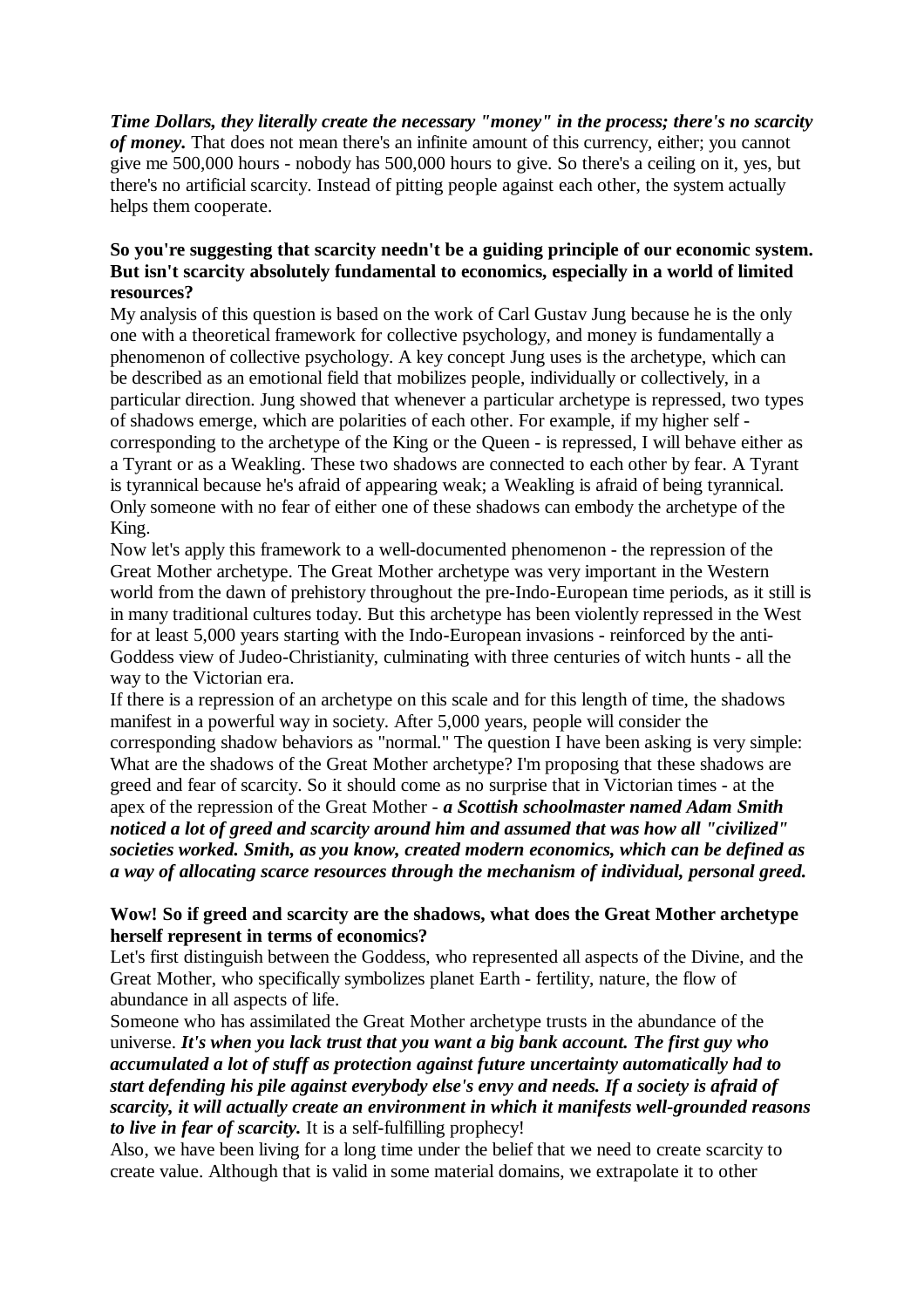***Time Dollars, they literally create the necessary "money" in the process; there's no scarcity of money.*** That does not mean there's an infinite amount of this currency, either; you cannot give me 500,000 hours - nobody has 500,000 hours to give. So there's a ceiling on it, yes, but there's no artificial scarcity. Instead of pitting people against each other, the system actually helps them cooperate.

**So you're suggesting that scarcity needn't be a guiding principle of our economic system. But isn't scarcity absolutely fundamental to economics, especially in a world of limited resources?**

My analysis of this question is based on the work of Carl Gustav Jung because he is the only one with a theoretical framework for collective psychology, and money is fundamentally a phenomenon of collective psychology. A key concept Jung uses is the archetype, which can be described as an emotional field that mobilizes people, individually or collectively, in a particular direction. Jung showed that whenever a particular archetype is repressed, two types of shadows emerge, which are polarities of each other. For example, if my higher self - corresponding to the archetype of the King or the Queen - is repressed, I will behave either as a Tyrant or as a Weakling. These two shadows are connected to each other by fear. A Tyrant is tyrannical because he's afraid of appearing weak; a Weakling is afraid of being tyrannical. Only someone with no fear of either one of these shadows can embody the archetype of the King.

Now let's apply this framework to a well-documented phenomenon - the repression of the Great Mother archetype. The Great Mother archetype was very important in the Western world from the dawn of prehistory throughout the pre-Indo-European time periods, as it still is in many traditional cultures today. But this archetype has been violently repressed in the West for at least 5,000 years starting with the Indo-European invasions - reinforced by the anti-Goddess view of Judeo-Christianity, culminating with three centuries of witch hunts - all the way to the Victorian era.

If there is a repression of an archetype on this scale and for this length of time, the shadows manifest in a powerful way in society. After 5,000 years, people will consider the corresponding shadow behaviors as "normal." The question I have been asking is very simple: What are the shadows of the Great Mother archetype? I'm proposing that these shadows are greed and fear of scarcity. So it should come as no surprise that in Victorian times - at the apex of the repression of the Great Mother - ***a Scottish schoolmaster named Adam Smith noticed a lot of greed and scarcity around him and assumed that was how all "civilized" societies worked. Smith, as you know, created modern economics, which can be defined as a way of allocating scarce resources through the mechanism of individual, personal greed.***

**Wow! So if greed and scarcity are the shadows, what does the Great Mother archetype herself represent in terms of economics?**

Let's first distinguish between the Goddess, who represented all aspects of the Divine, and the Great Mother, who specifically symbolizes planet Earth - fertility, nature, the flow of abundance in all aspects of life.

Someone who has assimilated the Great Mother archetype trusts in the abundance of the universe. ***It's when you lack trust that you want a big bank account. The first guy who accumulated a lot of stuff as protection against future uncertainty automatically had to start defending his pile against everybody else's envy and needs. If a society is afraid of scarcity, it will actually create an environment in which it manifests well-grounded reasons to live in fear of scarcity.*** It is a self-fulfilling prophecy!

Also, we have been living for a long time under the belief that we need to create scarcity to create value. Although that is valid in some material domains, we extrapolate it to other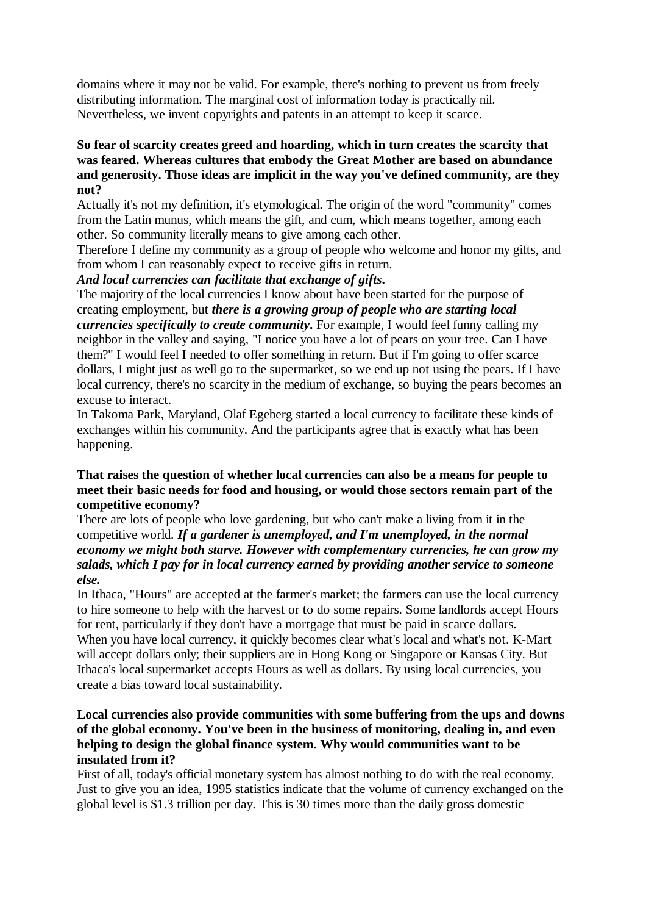domains where it may not be valid. For example, there's nothing to prevent us from freely distributing information. The marginal cost of information today is practically nil. Nevertheless, we invent copyrights and patents in an attempt to keep it scarce.

**So fear of scarcity creates greed and hoarding, which in turn creates the scarcity that was feared. Whereas cultures that embody the Great Mother are based on abundance and generosity. Those ideas are implicit in the way you've defined community, are they not?**

Actually it's not my definition, it's etymological. The origin of the word "community" comes from the Latin munus, which means the gift, and cum, which means together, among each other. So community literally means to give among each other.

Therefore I define my community as a group of people who welcome and honor my gifts, and from whom I can reasonably expect to receive gifts in return.

***And local currencies can facilitate that exchange of gifts.***

The majority of the local currencies I know about have been started for the purpose of creating employment, but ***there is a growing group of people who are starting local currencies specifically to create community***. For example, I would feel funny calling my neighbor in the valley and saying, "I notice you have a lot of pears on your tree. Can I have them?" I would feel I needed to offer something in return. But if I'm going to offer scarce dollars, I might just as well go to the supermarket, so we end up not using the pears. If I have local currency, there's no scarcity in the medium of exchange, so buying the pears becomes an excuse to interact.

In Takoma Park, Maryland, Olaf Egeberg started a local currency to facilitate these kinds of exchanges within his community. And the participants agree that is exactly what has been happening.

**That raises the question of whether local currencies can also be a means for people to meet their basic needs for food and housing, or would those sectors remain part of the competitive economy?**

There are lots of people who love gardening, but who can't make a living from it in the competitive world. ***If a gardener is unemployed, and I'm unemployed, in the normal economy we might both starve. However with complementary currencies, he can grow my salads, which I pay for in local currency earned by providing another service to someone else.***

In Ithaca, "Hours" are accepted at the farmer's market; the farmers can use the local currency to hire someone to help with the harvest or to do some repairs. Some landlords accept Hours for rent, particularly if they don't have a mortgage that must be paid in scarce dollars.

When you have local currency, it quickly becomes clear what's local and what's not. K-Mart will accept dollars only; their suppliers are in Hong Kong or Singapore or Kansas City. But Ithaca's local supermarket accepts Hours as well as dollars. By using local currencies, you create a bias toward local sustainability.

**Local currencies also provide communities with some buffering from the ups and downs of the global economy. You've been in the business of monitoring, dealing in, and even helping to design the global finance system. Why would communities want to be insulated from it?**

First of all, today's official monetary system has almost nothing to do with the real economy. Just to give you an idea, 1995 statistics indicate that the volume of currency exchanged on the global level is $1.3 trillion per day. This is 30 times more than the daily gross domestic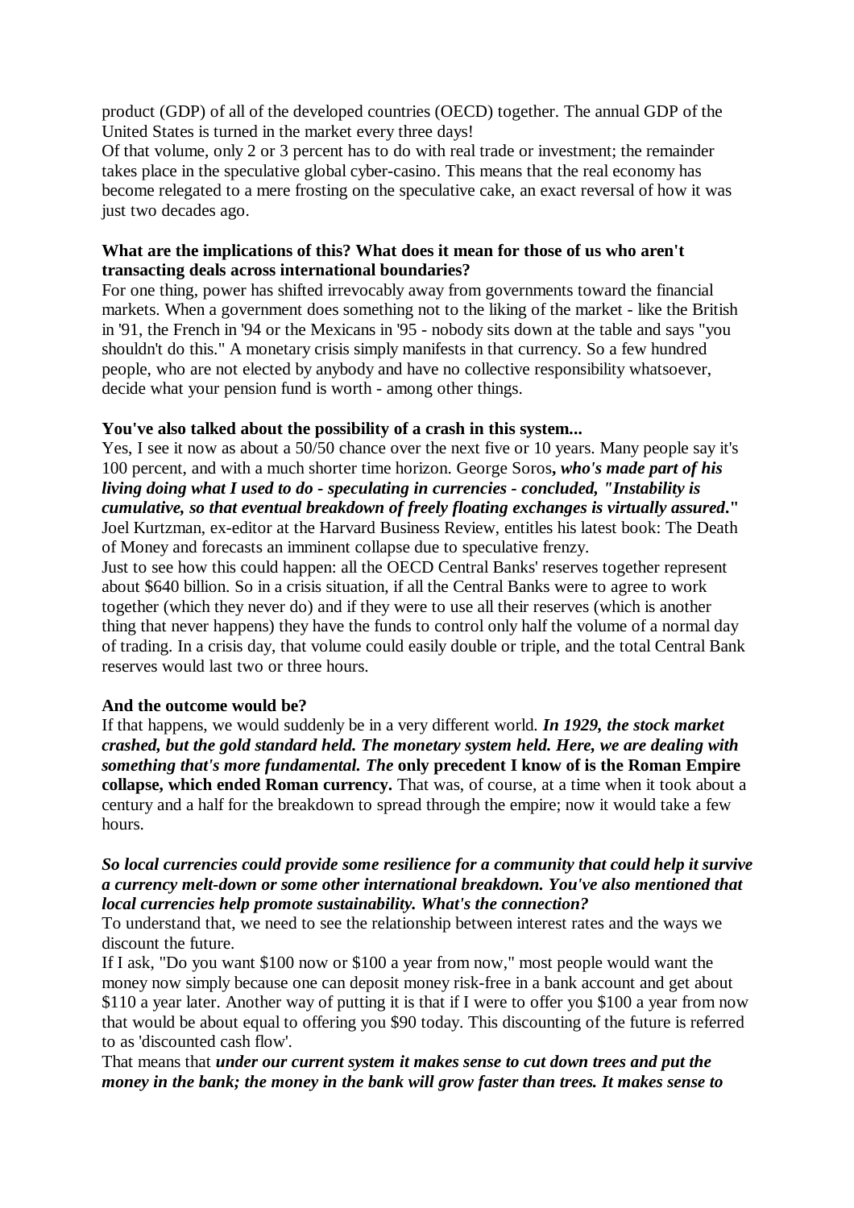product (GDP) of all of the developed countries (OECD) together. The annual GDP of the United States is turned in the market every three days!
Of that volume, only 2 or 3 percent has to do with real trade or investment; the remainder takes place in the speculative global cyber-casino. This means that the real economy has become relegated to a mere frosting on the speculative cake, an exact reversal of how it was just two decades ago.

**What are the implications of this? What does it mean for those of us who aren't transacting deals across international boundaries?**
For one thing, power has shifted irrevocably away from governments toward the financial markets. When a government does something not to the liking of the market - like the British in '91, the French in '94 or the Mexicans in '95 - nobody sits down at the table and says "you shouldn't do this." A monetary crisis simply manifests in that currency. So a few hundred people, who are not elected by anybody and have no collective responsibility whatsoever, decide what your pension fund is worth - among other things.

**You've also talked about the possibility of a crash in this system...**
Yes, I see it now as about a 50/50 chance over the next five or 10 years. Many people say it's 100 percent, and with a much shorter time horizon. George Soros***, who's made part of his living doing what I used to do - speculating in currencies - concluded, "Instability is cumulative, so that eventual breakdown of freely floating exchanges is virtually assured*."** Joel Kurtzman, ex-editor at the Harvard Business Review, entitles his latest book: The Death of Money and forecasts an imminent collapse due to speculative frenzy.
Just to see how this could happen: all the OECD Central Banks' reserves together represent about $640 billion. So in a crisis situation, if all the Central Banks were to agree to work together (which they never do) and if they were to use all their reserves (which is another thing that never happens) they have the funds to control only half the volume of a normal day of trading. In a crisis day, that volume could easily double or triple, and the total Central Bank reserves would last two or three hours.

**And the outcome would be?**
If that happens, we would suddenly be in a very different world. ***In 1929, the stock market crashed, but the gold standard held. The monetary system held. Here, we are dealing with something that's more fundamental. The*** **only precedent I know of is the Roman Empire collapse, which ended Roman currency.** That was, of course, at a time when it took about a century and a half for the breakdown to spread through the empire; now it would take a few hours.

***So local currencies could provide some resilience for a community that could help it survive a currency melt-down or some other international breakdown. You've also mentioned that local currencies help promote sustainability. What's the connection?***
To understand that, we need to see the relationship between interest rates and the ways we discount the future.
If I ask, "Do you want $100 now or $100 a year from now," most people would want the money now simply because one can deposit money risk-free in a bank account and get about $110 a year later. Another way of putting it is that if I were to offer you $100 a year from now that would be about equal to offering you $90 today. This discounting of the future is referred to as 'discounted cash flow'.
That means that ***under our current system it makes sense to cut down trees and put the money in the bank; the money in the bank will grow faster than trees. It makes sense to***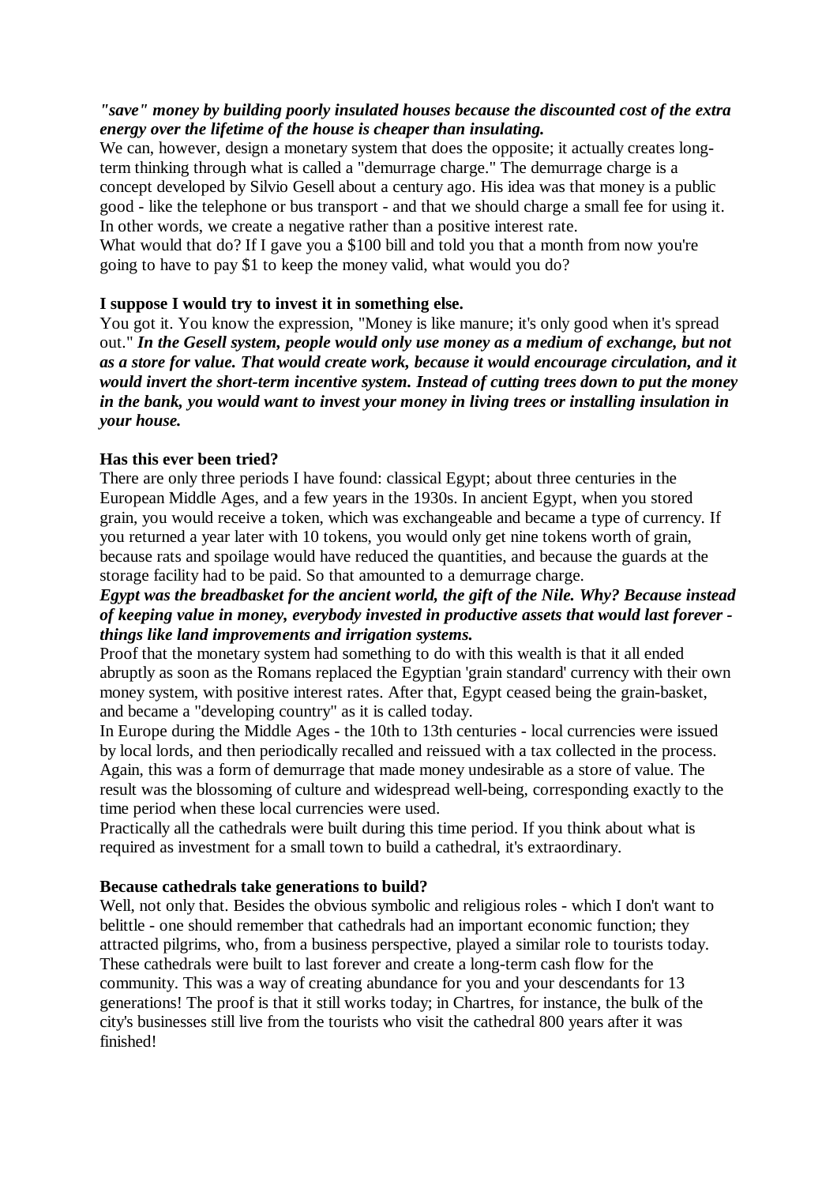***"save" money by building poorly insulated houses because the discounted cost of the extra energy over the lifetime of the house is cheaper than insulating.***

We can, however, design a monetary system that does the opposite; it actually creates long-term thinking through what is called a "demurrage charge." The demurrage charge is a concept developed by Silvio Gesell about a century ago. His idea was that money is a public good - like the telephone or bus transport - and that we should charge a small fee for using it. In other words, we create a negative rather than a positive interest rate.

What would that do? If I gave you a $100 bill and told you that a month from now you're going to have to pay $1 to keep the money valid, what would you do?

**I suppose I would try to invest it in something else.**

You got it. You know the expression, "Money is like manure; it's only good when it's spread out." ***In the Gesell system, people would only use money as a medium of exchange, but not as a store for value. That would create work, because it would encourage circulation, and it would invert the short-term incentive system. Instead of cutting trees down to put the money in the bank, you would want to invest your money in living trees or installing insulation in your house.***

**Has this ever been tried?**

There are only three periods I have found: classical Egypt; about three centuries in the European Middle Ages, and a few years in the 1930s. In ancient Egypt, when you stored grain, you would receive a token, which was exchangeable and became a type of currency. If you returned a year later with 10 tokens, you would only get nine tokens worth of grain, because rats and spoilage would have reduced the quantities, and because the guards at the storage facility had to be paid. So that amounted to a demurrage charge.

***Egypt was the breadbasket for the ancient world, the gift of the Nile. Why? Because instead of keeping value in money, everybody invested in productive assets that would last forever - things like land improvements and irrigation systems.***

Proof that the monetary system had something to do with this wealth is that it all ended abruptly as soon as the Romans replaced the Egyptian 'grain standard' currency with their own money system, with positive interest rates. After that, Egypt ceased being the grain-basket, and became a "developing country" as it is called today.

In Europe during the Middle Ages - the 10th to 13th centuries - local currencies were issued by local lords, and then periodically recalled and reissued with a tax collected in the process. Again, this was a form of demurrage that made money undesirable as a store of value. The result was the blossoming of culture and widespread well-being, corresponding exactly to the time period when these local currencies were used.

Practically all the cathedrals were built during this time period. If you think about what is required as investment for a small town to build a cathedral, it's extraordinary.

**Because cathedrals take generations to build?**

Well, not only that. Besides the obvious symbolic and religious roles - which I don't want to belittle - one should remember that cathedrals had an important economic function; they attracted pilgrims, who, from a business perspective, played a similar role to tourists today. These cathedrals were built to last forever and create a long-term cash flow for the community. This was a way of creating abundance for you and your descendants for 13 generations! The proof is that it still works today; in Chartres, for instance, the bulk of the city's businesses still live from the tourists who visit the cathedral 800 years after it was finished!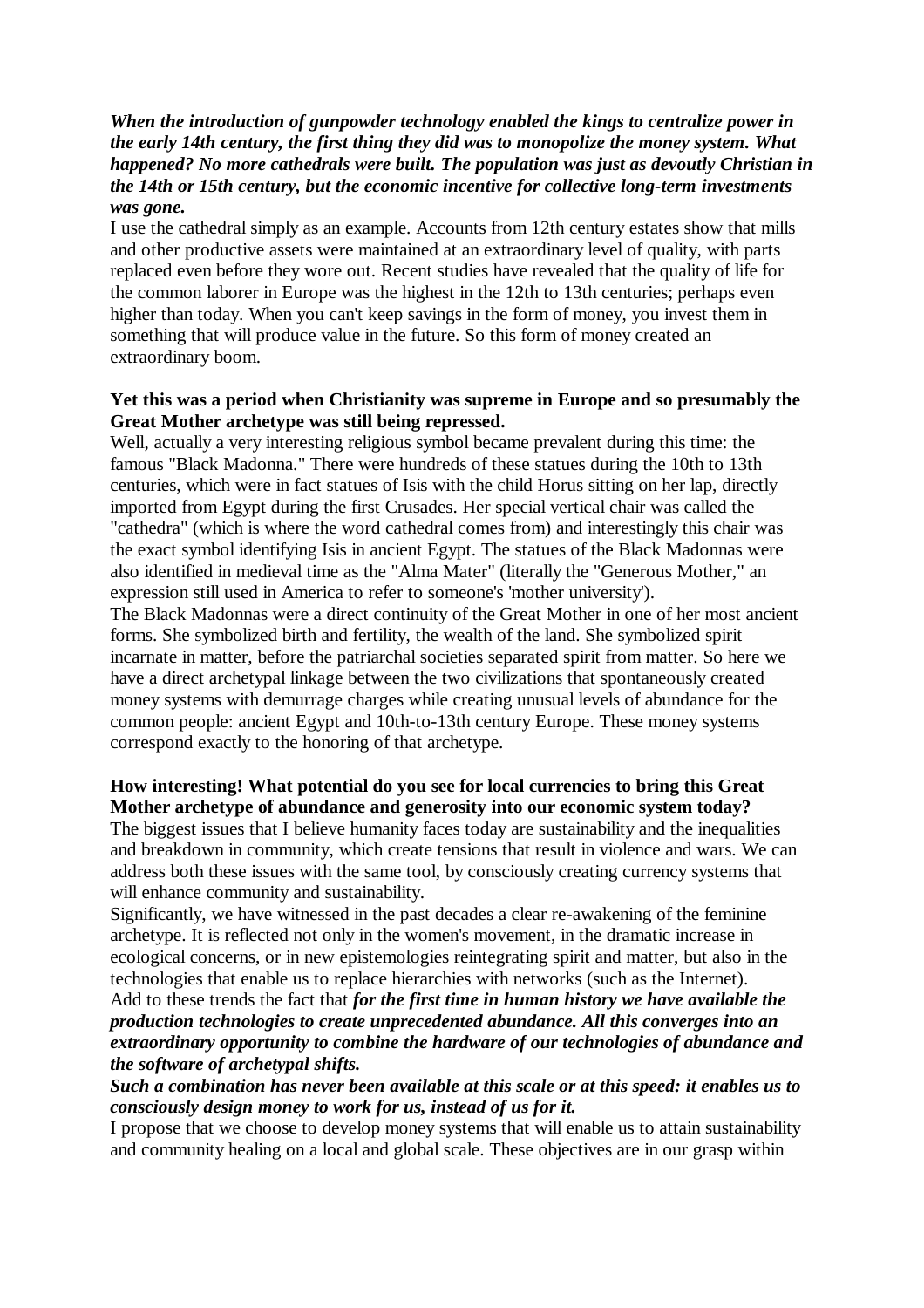***When the introduction of gunpowder technology enabled the kings to centralize power in the early 14th century, the first thing they did was to monopolize the money system. What happened? No more cathedrals were built. The population was just as devoutly Christian in the 14th or 15th century, but the economic incentive for collective long-term investments was gone.***

I use the cathedral simply as an example. Accounts from 12th century estates show that mills and other productive assets were maintained at an extraordinary level of quality, with parts replaced even before they wore out. Recent studies have revealed that the quality of life for the common laborer in Europe was the highest in the 12th to 13th centuries; perhaps even higher than today. When you can't keep savings in the form of money, you invest them in something that will produce value in the future. So this form of money created an extraordinary boom.

**Yet this was a period when Christianity was supreme in Europe and so presumably the Great Mother archetype was still being repressed.**

Well, actually a very interesting religious symbol became prevalent during this time: the famous "Black Madonna." There were hundreds of these statues during the 10th to 13th centuries, which were in fact statues of Isis with the child Horus sitting on her lap, directly imported from Egypt during the first Crusades. Her special vertical chair was called the "cathedra" (which is where the word cathedral comes from) and interestingly this chair was the exact symbol identifying Isis in ancient Egypt. The statues of the Black Madonnas were also identified in medieval time as the "Alma Mater" (literally the "Generous Mother," an expression still used in America to refer to someone's 'mother university').

The Black Madonnas were a direct continuity of the Great Mother in one of her most ancient forms. She symbolized birth and fertility, the wealth of the land. She symbolized spirit incarnate in matter, before the patriarchal societies separated spirit from matter. So here we have a direct archetypal linkage between the two civilizations that spontaneously created money systems with demurrage charges while creating unusual levels of abundance for the common people: ancient Egypt and 10th-to-13th century Europe. These money systems correspond exactly to the honoring of that archetype.

**How interesting! What potential do you see for local currencies to bring this Great Mother archetype of abundance and generosity into our economic system today?**

The biggest issues that I believe humanity faces today are sustainability and the inequalities and breakdown in community, which create tensions that result in violence and wars. We can address both these issues with the same tool, by consciously creating currency systems that will enhance community and sustainability.

Significantly, we have witnessed in the past decades a clear re-awakening of the feminine archetype. It is reflected not only in the women's movement, in the dramatic increase in ecological concerns, or in new epistemologies reintegrating spirit and matter, but also in the technologies that enable us to replace hierarchies with networks (such as the Internet).

Add to these trends the fact that ***for the first time in human history we have available the production technologies to create unprecedented abundance. All this converges into an extraordinary opportunity to combine the hardware of our technologies of abundance and the software of archetypal shifts.***

***Such a combination has never been available at this scale or at this speed: it enables us to consciously design money to work for us, instead of us for it.***

I propose that we choose to develop money systems that will enable us to attain sustainability and community healing on a local and global scale. These objectives are in our grasp within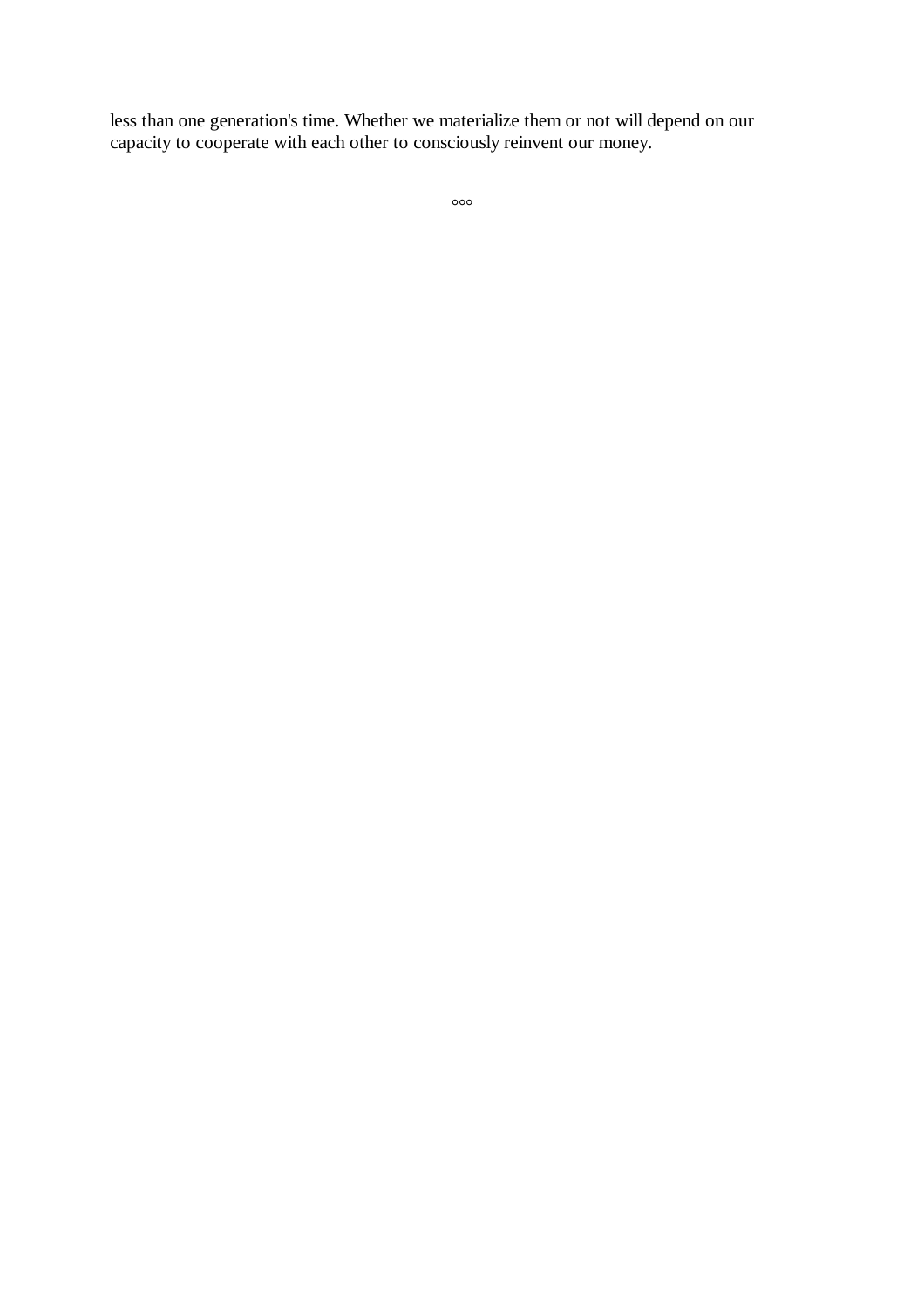less than one generation's time. Whether we materialize them or not will depend on our capacity to cooperate with each other to consciously reinvent our money.

°°°